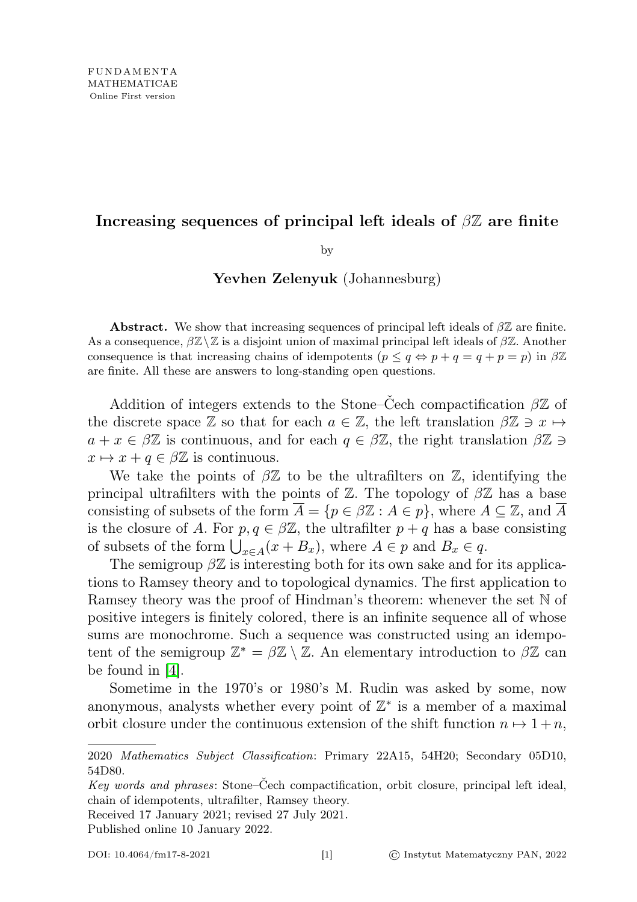FUNDAMENTA
MATHEMATICAE
Online First version

# Increasing sequences of principal left ideals of $\beta\mathbb{Z}$ are finite

by

**Yevhen Zelenyuk** (Johannesburg)

**Abstract.** We show that increasing sequences of principal left ideals of $\beta\mathbb{Z}$ are finite. As a consequence, $\beta\mathbb{Z}\setminus\mathbb{Z}$ is a disjoint union of maximal principal left ideals of $\beta\mathbb{Z}$. Another consequence is that increasing chains of idempotents ($p \leq q \Leftrightarrow p + q = q + p = p$) in $\beta\mathbb{Z}$ are finite. All these are answers to long-standing open questions.

Addition of integers extends to the Stone–Čech compactification $\beta\mathbb{Z}$ of the discrete space $\mathbb{Z}$ so that for each $a \in \mathbb{Z}$, the left translation $\beta\mathbb{Z} \ni x \mapsto a + x \in \beta\mathbb{Z}$ is continuous, and for each $q \in \beta\mathbb{Z}$, the right translation $\beta\mathbb{Z} \ni x \mapsto x + q \in \beta\mathbb{Z}$ is continuous.

We take the points of $\beta\mathbb{Z}$ to be the ultrafilters on $\mathbb{Z}$, identifying the principal ultrafilters with the points of $\mathbb{Z}$. The topology of $\beta\mathbb{Z}$ has a base consisting of subsets of the form $\overline{A} = \{p \in \beta\mathbb{Z} : A \in p\}$, where $A \subseteq \mathbb{Z}$, and $\overline{A}$ is the closure of $A$. For $p, q \in \beta\mathbb{Z}$, the ultrafilter $p + q$ has a base consisting of subsets of the form $\bigcup_{x \in A}(x + B_x)$, where $A \in p$ and $B_x \in q$.

The semigroup $\beta\mathbb{Z}$ is interesting both for its own sake and for its applications to Ramsey theory and to topological dynamics. The first application to Ramsey theory was the proof of Hindman's theorem: whenever the set $\mathbb{N}$ of positive integers is finitely colored, there is an infinite sequence all of whose sums are monochrome. Such a sequence was constructed using an idempotent of the semigroup $\mathbb{Z}^* = \beta\mathbb{Z} \setminus \mathbb{Z}$. An elementary introduction to $\beta\mathbb{Z}$ can be found in [4].

Sometime in the 1970's or 1980's M. Rudin was asked by some, now anonymous, analysts whether every point of $\mathbb{Z}^*$ is a member of a maximal orbit closure under the continuous extension of the shift function $n \mapsto 1 + n$,

---

2020 *Mathematics Subject Classification*: Primary 22A15, 54H20; Secondary 05D10, 54D80.

*Key words and phrases*: Stone–Čech compactification, orbit closure, principal left ideal, chain of idempotents, ultrafilter, Ramsey theory.

Received 17 January 2021; revised 27 July 2021.

Published online 10 January 2022.

DOI: 10.4064/fm17-8-2021 © Instytut Matematyczny PAN, 2022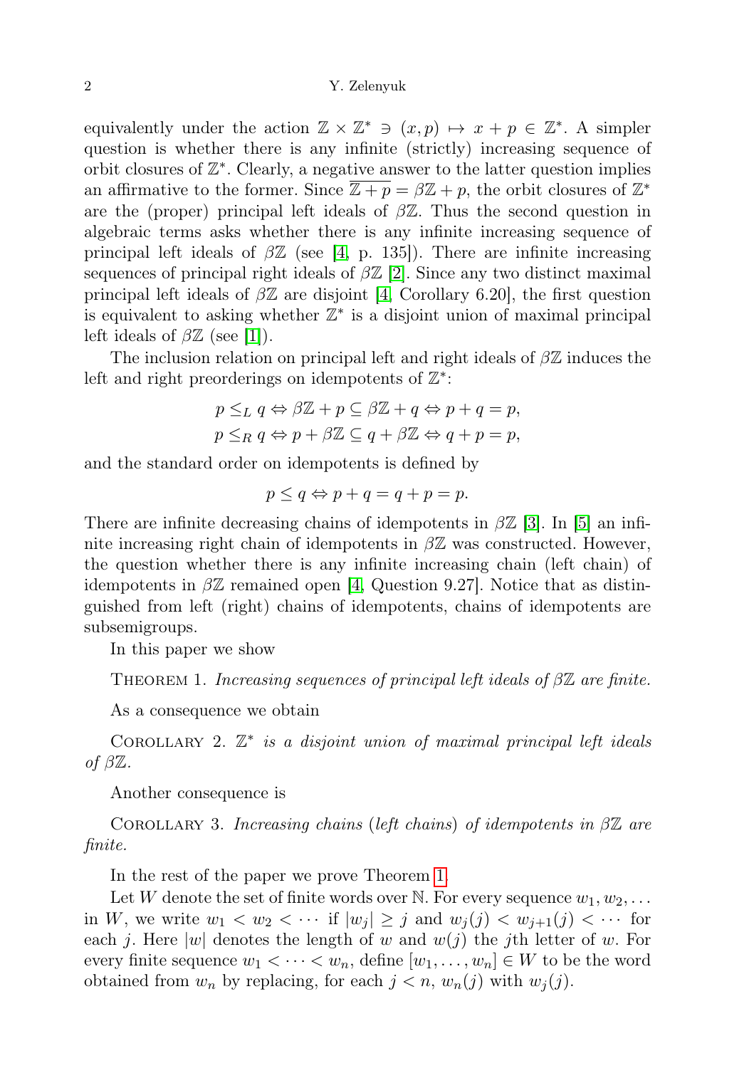equivalently under the action $\mathbb{Z} \times \mathbb{Z}^* \ni (x, p) \mapsto x + p \in \mathbb{Z}^*$. A simpler question is whether there is any infinite (strictly) increasing sequence of orbit closures of $\mathbb{Z}^*$. Clearly, a negative answer to the latter question implies an affirmative to the former. Since $\overline{\mathbb{Z} + p} = \beta\mathbb{Z} + p$, the orbit closures of $\mathbb{Z}^*$ are the (proper) principal left ideals of $\beta\mathbb{Z}$. Thus the second question in algebraic terms asks whether there is any infinite increasing sequence of principal left ideals of $\beta\mathbb{Z}$ (see [4, p. 135]). There are infinite increasing sequences of principal right ideals of $\beta\mathbb{Z}$ [2]. Since any two distinct maximal principal left ideals of $\beta\mathbb{Z}$ are disjoint [4, Corollary 6.20], the first question is equivalent to asking whether $\mathbb{Z}^*$ is a disjoint union of maximal principal left ideals of $\beta\mathbb{Z}$ (see [1]).

The inclusion relation on principal left and right ideals of $\beta\mathbb{Z}$ induces the left and right preorderings on idempotents of $\mathbb{Z}^*$:

$$p \leq_L q \Leftrightarrow \beta\mathbb{Z} + p \subseteq \beta\mathbb{Z} + q \Leftrightarrow p + q = p,$$
$$p \leq_R q \Leftrightarrow p + \beta\mathbb{Z} \subseteq q + \beta\mathbb{Z} \Leftrightarrow q + p = p,$$

and the standard order on idempotents is defined by

$$p \leq q \Leftrightarrow p + q = q + p = p.$$

There are infinite decreasing chains of idempotents in $\beta\mathbb{Z}$ [3]. In [5] an infinite increasing right chain of idempotents in $\beta\mathbb{Z}$ was constructed. However, the question whether there is any infinite increasing chain (left chain) of idempotents in $\beta\mathbb{Z}$ remained open [4, Question 9.27]. Notice that as distinguished from left (right) chains of idempotents, chains of idempotents are subsemigroups.

In this paper we show

Theorem 1. *Increasing sequences of principal left ideals of $\beta\mathbb{Z}$ are finite.*

As a consequence we obtain

Corollary 2. *$\mathbb{Z}^*$ is a disjoint union of maximal principal left ideals of $\beta\mathbb{Z}$.*

Another consequence is

Corollary 3. *Increasing chains (left chains) of idempotents in $\beta\mathbb{Z}$ are finite.*

In the rest of the paper we prove Theorem 1.

Let $W$ denote the set of finite words over $\mathbb{N}$. For every sequence $w_1, w_2, \ldots$ in $W$, we write $w_1 < w_2 < \cdots$ if $|w_j| \geq j$ and $w_j(j) < w_{j+1}(j) < \cdots$ for each $j$. Here $|w|$ denotes the length of $w$ and $w(j)$ the $j$th letter of $w$. For every finite sequence $w_1 < \cdots < w_n$, define $[w_1, \ldots, w_n] \in W$ to be the word obtained from $w_n$ by replacing, for each $j < n$, $w_n(j)$ with $w_j(j)$.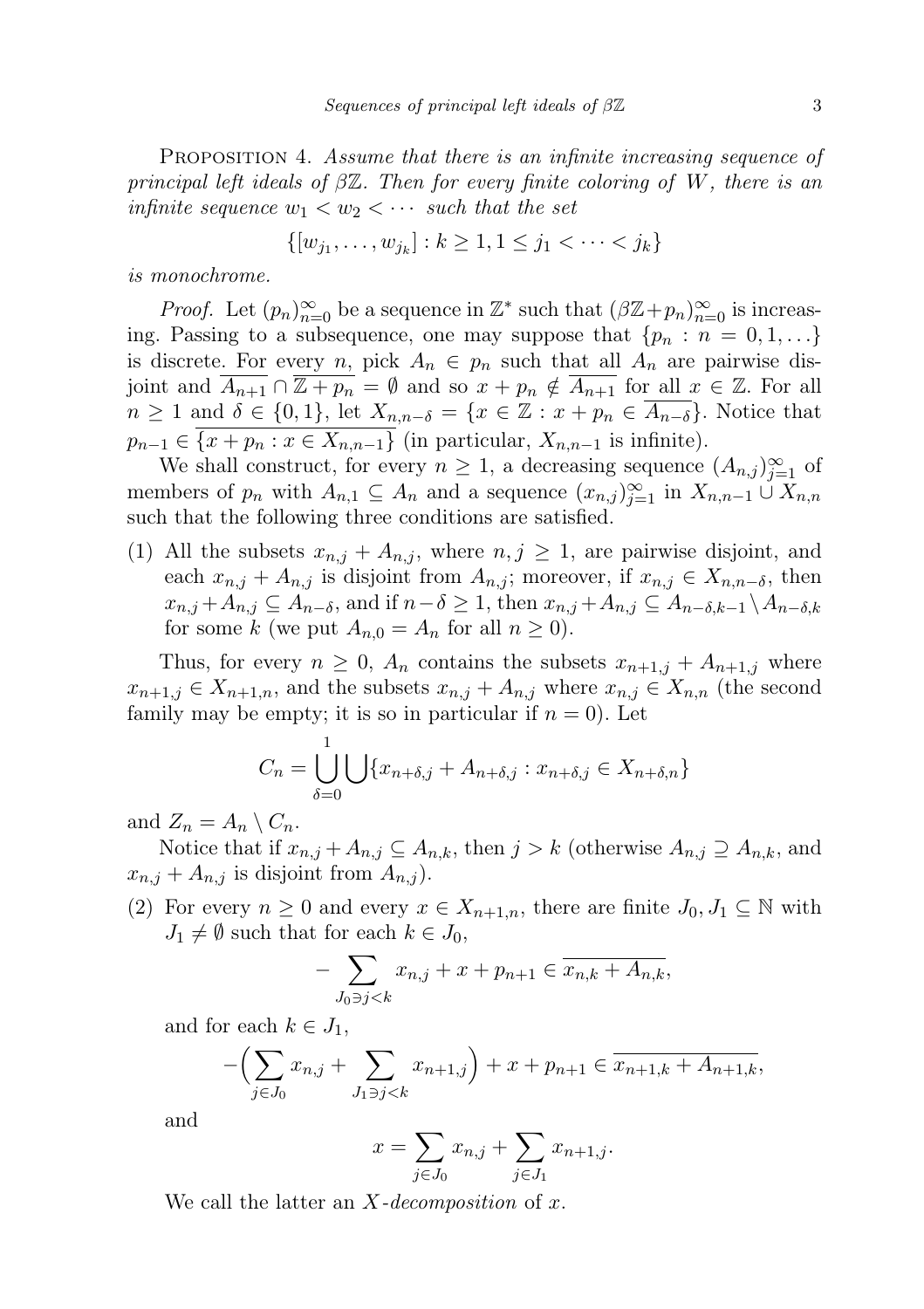Proposition 4. *Assume that there is an infinite increasing sequence of principal left ideals of $\beta\mathbb{Z}$. Then for every finite coloring of $W$, there is an infinite sequence $w_1 < w_2 < \cdots$ such that the set*

$$\{[w_{j_1}, \ldots, w_{j_k}] : k \geq 1, 1 \leq j_1 < \cdots < j_k\}$$

*is monochrome.*

*Proof.* Let $(p_n)_{n=0}^{\infty}$ be a sequence in $\mathbb{Z}^*$ such that $(\beta\mathbb{Z}+p_n)_{n=0}^{\infty}$ is increasing. Passing to a subsequence, one may suppose that $\{p_n : n = 0, 1, \ldots\}$ is discrete. For every $n$, pick $A_n \in p_n$ such that all $A_n$ are pairwise disjoint and $\overline{A_{n+1}} \cap \overline{\mathbb{Z} + p_n} = \emptyset$ and so $x + p_n \notin \overline{A_{n+1}}$ for all $x \in \mathbb{Z}$. For all $n \geq 1$ and $\delta \in \{0, 1\}$, let $X_{n,n-\delta} = \{x \in \mathbb{Z} : x + p_n \in \overline{A_{n-\delta}}\}$. Notice that $p_{n-1} \in \overline{\{x + p_n : x \in X_{n,n-1}\}}$ (in particular, $X_{n,n-1}$ is infinite).

We shall construct, for every $n \geq 1$, a decreasing sequence $(A_{n,j})_{j=1}^{\infty}$ of members of $p_n$ with $A_{n,1} \subseteq A_n$ and a sequence $(x_{n,j})_{j=1}^{\infty}$ in $X_{n,n-1} \cup X_{n,n}$ such that the following three conditions are satisfied.

(1) All the subsets $x_{n,j} + A_{n,j}$, where $n, j \geq 1$, are pairwise disjoint, and each $x_{n,j} + A_{n,j}$ is disjoint from $A_{n,j}$; moreover, if $x_{n,j} \in X_{n,n-\delta}$, then $x_{n,j} + A_{n,j} \subseteq A_{n-\delta}$, and if $n - \delta \geq 1$, then $x_{n,j} + A_{n,j} \subseteq A_{n-\delta,k-1} \setminus A_{n-\delta,k}$ for some $k$ (we put $A_{n,0} = A_n$ for all $n \geq 0$).

Thus, for every $n \geq 0$, $A_n$ contains the subsets $x_{n+1,j} + A_{n+1,j}$ where $x_{n+1,j} \in X_{n+1,n}$, and the subsets $x_{n,j} + A_{n,j}$ where $x_{n,j} \in X_{n,n}$ (the second family may be empty; it is so in particular if $n = 0$). Let

$$C_n = \bigcup_{\delta=0}^{1} \bigcup \{x_{n+\delta,j} + A_{n+\delta,j} : x_{n+\delta,j} \in X_{n+\delta,n}\}$$

and $Z_n = A_n \setminus C_n$.

Notice that if $x_{n,j} + A_{n,j} \subseteq A_{n,k}$, then $j > k$ (otherwise $A_{n,j} \supseteq A_{n,k}$, and $x_{n,j} + A_{n,j}$ is disjoint from $A_{n,j}$).

(2) For every $n \geq 0$ and every $x \in X_{n+1,n}$, there are finite $J_0, J_1 \subseteq \mathbb{N}$ with $J_1 \neq \emptyset$ such that for each $k \in J_0$,

$$-\sum_{J_0 \ni j < k} x_{n,j} + x + p_{n+1} \in \overline{x_{n,k} + A_{n,k}},$$

and for each $k \in J_1$,

$$-\Big(\sum_{j \in J_0} x_{n,j} + \sum_{J_1 \ni j < k} x_{n+1,j}\Big) + x + p_{n+1} \in \overline{x_{n+1,k} + A_{n+1,k}},$$

and

$$x = \sum_{j \in J_0} x_{n,j} + \sum_{j \in J_1} x_{n+1,j}.$$

We call the latter an *X-decomposition* of $x$.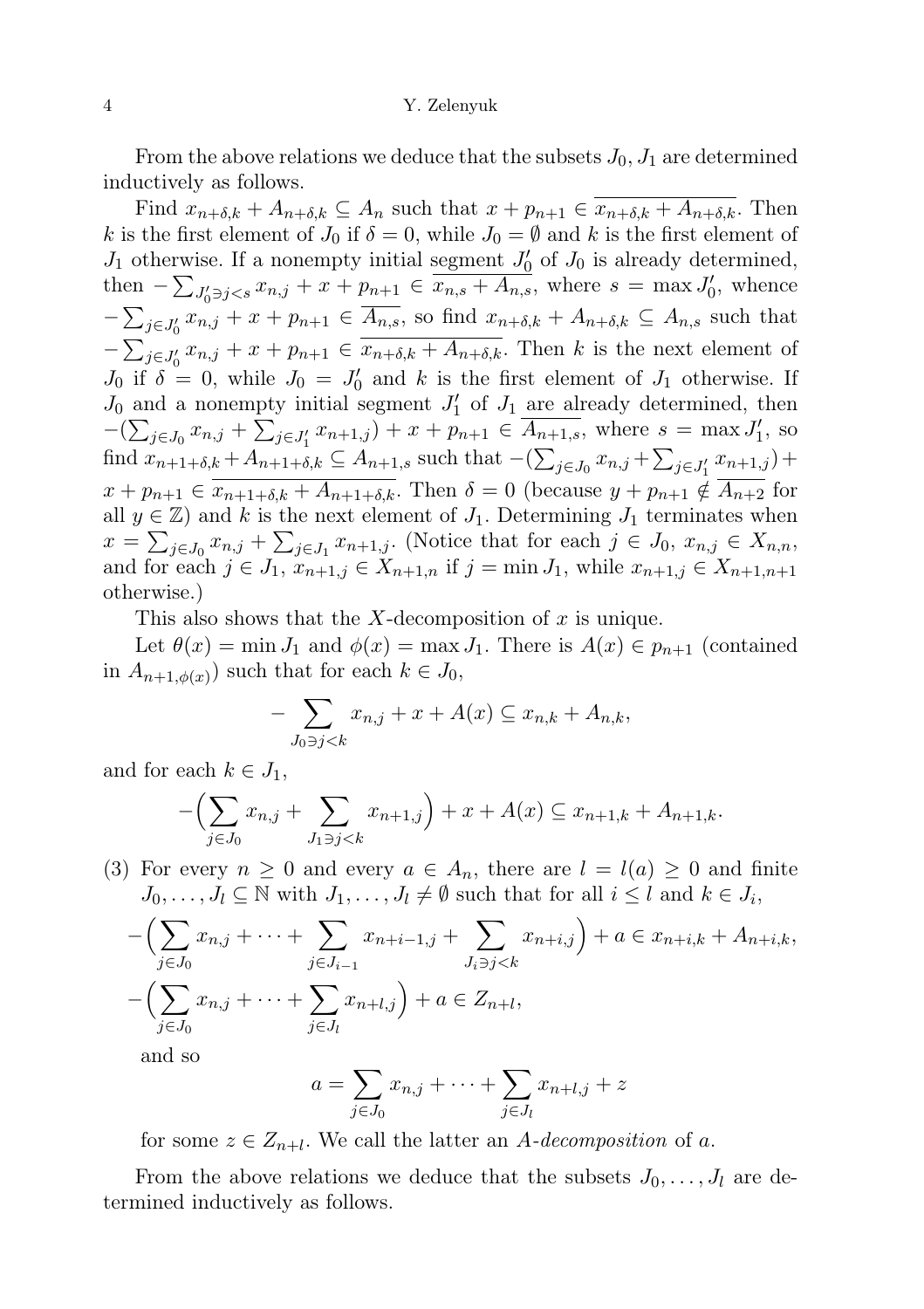From the above relations we deduce that the subsets $J_0, J_1$ are determined inductively as follows.

Find $x_{n+\delta,k} + A_{n+\delta,k} \subseteq A_n$ such that $x + p_{n+1} \in \overline{x_{n+\delta,k} + A_{n+\delta,k}}$. Then $k$ is the first element of $J_0$ if $\delta = 0$, while $J_0 = \emptyset$ and $k$ is the first element of $J_1$ otherwise. If a nonempty initial segment $J_0'$ of $J_0$ is already determined, then $-\sum_{J_0' \ni j < s} x_{n,j} + x + p_{n+1} \in \overline{x_{n,s} + A_{n,s}}$, where $s = \max J_0'$, whence $-\sum_{j \in J_0'} x_{n,j} + x + p_{n+1} \in \overline{A_{n,s}}$, so find $x_{n+\delta,k} + A_{n+\delta,k} \subseteq A_{n,s}$ such that $-\sum_{j \in J_0'} x_{n,j} + x + p_{n+1} \in \overline{x_{n+\delta,k} + A_{n+\delta,k}}$. Then $k$ is the next element of $J_0$ if $\delta = 0$, while $J_0 = J_0'$ and $k$ is the first element of $J_1$ otherwise. If $J_0$ and a nonempty initial segment $J_1'$ of $J_1$ are already determined, then $-(\sum_{j \in J_0} x_{n,j} + \sum_{j \in J_1'} x_{n+1,j}) + x + p_{n+1} \in \overline{A_{n+1,s}}$, where $s = \max J_1'$, so find $x_{n+1+\delta,k} + A_{n+1+\delta,k} \subseteq A_{n+1,s}$ such that $-(\sum_{j \in J_0} x_{n,j} + \sum_{j \in J_1'} x_{n+1,j}) + x + p_{n+1} \in \overline{x_{n+1+\delta,k} + A_{n+1+\delta,k}}$. Then $\delta = 0$ (because $y + p_{n+1} \notin \overline{A_{n+2}}$ for all $y \in \mathbb{Z}$) and $k$ is the next element of $J_1$. Determining $J_1$ terminates when $x = \sum_{j \in J_0} x_{n,j} + \sum_{j \in J_1} x_{n+1,j}$. (Notice that for each $j \in J_0$, $x_{n,j} \in X_{n,n}$, and for each $j \in J_1$, $x_{n+1,j} \in X_{n+1,n}$ if $j = \min J_1$, while $x_{n+1,j} \in X_{n+1,n+1}$ otherwise.)

This also shows that the $X$-decomposition of $x$ is unique.

Let $\theta(x) = \min J_1$ and $\phi(x) = \max J_1$. There is $A(x) \in p_{n+1}$ (contained in $A_{n+1,\phi(x)}$) such that for each $k \in J_0$,

$$-\sum_{J_0 \ni j < k} x_{n,j} + x + A(x) \subseteq x_{n,k} + A_{n,k},$$

and for each $k \in J_1$,

$$-\Big(\sum_{j \in J_0} x_{n,j} + \sum_{J_1 \ni j < k} x_{n+1,j}\Big) + x + A(x) \subseteq x_{n+1,k} + A_{n+1,k}.$$

(3) For every $n \geq 0$ and every $a \in A_n$, there are $l = l(a) \geq 0$ and finite $J_0, \dots, J_l \subseteq \mathbb{N}$ with $J_1, \dots, J_l \neq \emptyset$ such that for all $i \leq l$ and $k \in J_i$,

$$-\Big(\sum_{j \in J_0} x_{n,j} + \dots + \sum_{j \in J_{i-1}} x_{n+i-1,j} + \sum_{J_i \ni j < k} x_{n+i,j}\Big) + a \in x_{n+i,k} + A_{n+i,k},$$

$$-\Big(\sum_{j \in J_0} x_{n,j} + \dots + \sum_{j \in J_l} x_{n+l,j}\Big) + a \in Z_{n+l},$$

and so

$$a = \sum_{j \in J_0} x_{n,j} + \dots + \sum_{j \in J_l} x_{n+l,j} + z$$

for some $z \in Z_{n+l}$. We call the latter an *$A$-decomposition* of $a$.

From the above relations we deduce that the subsets $J_0, \dots, J_l$ are determined inductively as follows.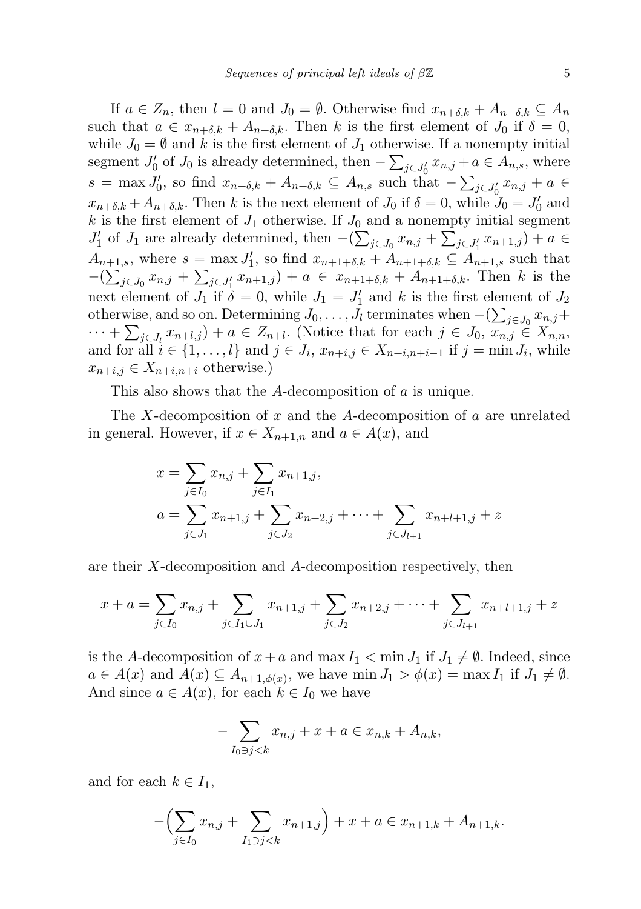If $a \in Z_n$, then $l = 0$ and $J_0 = \emptyset$. Otherwise find $x_{n+\delta,k} + A_{n+\delta,k} \subseteq A_n$ such that $a \in x_{n+\delta,k} + A_{n+\delta,k}$. Then $k$ is the first element of $J_0$ if $\delta = 0$, while $J_0 = \emptyset$ and $k$ is the first element of $J_1$ otherwise. If a nonempty initial segment $J_0'$ of $J_0$ is already determined, then $-\sum_{j\in J_0'} x_{n,j} + a \in A_{n,s}$, where $s = \max J_0'$, so find $x_{n+\delta,k} + A_{n+\delta,k} \subseteq A_{n,s}$ such that $-\sum_{j\in J_0'} x_{n,j} + a \in x_{n+\delta,k} + A_{n+\delta,k}$. Then $k$ is the next element of $J_0$ if $\delta = 0$, while $J_0 = J_0'$ and $k$ is the first element of $J_1$ otherwise. If $J_0$ and a nonempty initial segment $J_1'$ of $J_1$ are already determined, then $-(\sum_{j\in J_0} x_{n,j} + \sum_{j\in J_1'} x_{n+1,j}) + a \in A_{n+1,s}$, where $s = \max J_1'$, so find $x_{n+1+\delta,k} + A_{n+1+\delta,k} \subseteq A_{n+1,s}$ such that $-(\sum_{j\in J_0} x_{n,j} + \sum_{j\in J_1'} x_{n+1,j}) + a \in x_{n+1+\delta,k} + A_{n+1+\delta,k}$. Then $k$ is the next element of $J_1$ if $\delta = 0$, while $J_1 = J_1'$ and $k$ is the first element of $J_2$ otherwise, and so on. Determining $J_0, \ldots, J_l$ terminates when $-(\sum_{j\in J_0} x_{n,j} + \cdots + \sum_{j\in J_l} x_{n+l,j}) + a \in Z_{n+l}$. (Notice that for each $j \in J_0$, $x_{n,j} \in X_{n,n}$, and for all $i \in \{1, \ldots, l\}$ and $j \in J_i$, $x_{n+i,j} \in X_{n+i,n+i-1}$ if $j = \min J_i$, while $x_{n+i,j} \in X_{n+i,n+i}$ otherwise.)

This also shows that the $A$-decomposition of $a$ is unique.

The $X$-decomposition of $x$ and the $A$-decomposition of $a$ are unrelated in general. However, if $x \in X_{n+1,n}$ and $a \in A(x)$, and

$$x = \sum_{j\in I_0} x_{n,j} + \sum_{j\in I_1} x_{n+1,j},$$

$$a = \sum_{j\in J_1} x_{n+1,j} + \sum_{j\in J_2} x_{n+2,j} + \cdots + \sum_{j\in J_{l+1}} x_{n+l+1,j} + z$$

are their $X$-decomposition and $A$-decomposition respectively, then

$$x + a = \sum_{j\in I_0} x_{n,j} + \sum_{j\in I_1\cup J_1} x_{n+1,j} + \sum_{j\in J_2} x_{n+2,j} + \cdots + \sum_{j\in J_{l+1}} x_{n+l+1,j} + z$$

is the $A$-decomposition of $x + a$ and $\max I_1 < \min J_1$ if $J_1 \neq \emptyset$. Indeed, since $a \in A(x)$ and $A(x) \subseteq A_{n+1,\phi(x)}$, we have $\min J_1 > \phi(x) = \max I_1$ if $J_1 \neq \emptyset$. And since $a \in A(x)$, for each $k \in I_0$ we have

$$-\sum_{I_0\ni j<k} x_{n,j} + x + a \in x_{n,k} + A_{n,k},$$

and for each $k \in I_1$,

$$-\Big(\sum_{j\in I_0} x_{n,j} + \sum_{I_1\ni j<k} x_{n+1,j}\Big) + x + a \in x_{n+1,k} + A_{n+1,k}.$$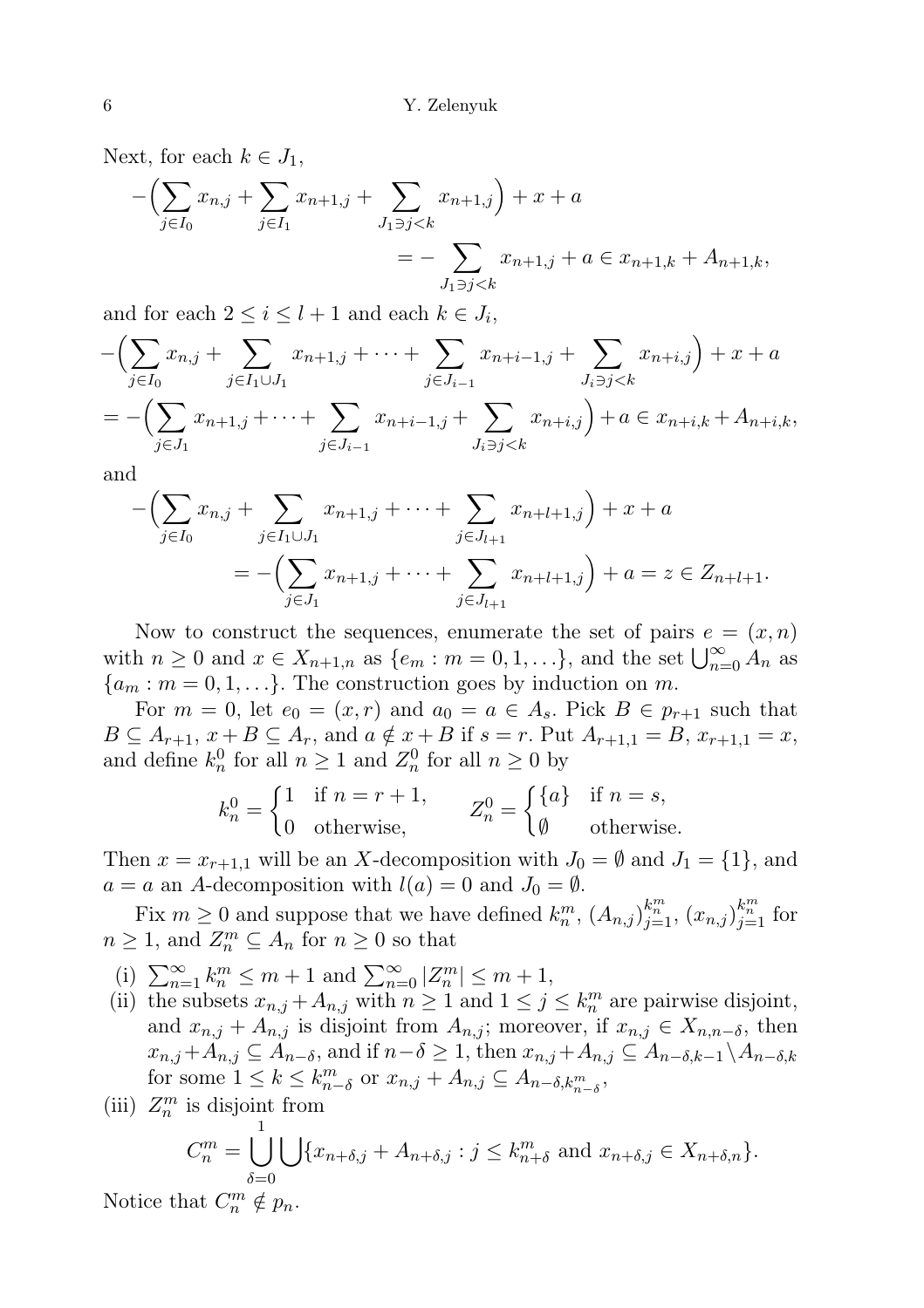Next, for each $k \in J_1$,

$$
\begin{aligned}
-\Big(\sum_{j\in I_0} x_{n,j} + \sum_{j\in I_1} x_{n+1,j} + \sum_{J_1\ni j<k} x_{n+1,j}\Big) + x + a \\
= -\sum_{J_1\ni j<k} x_{n+1,j} + a \in x_{n+1,k} + A_{n+1,k},
\end{aligned}
$$

and for each $2 \le i \le l+1$ and each $k \in J_i$,

$$
\begin{aligned}
&-\Big(\sum_{j\in I_0} x_{n,j} + \sum_{j\in I_1\cup J_1} x_{n+1,j} + \cdots + \sum_{j\in J_{i-1}} x_{n+i-1,j} + \sum_{J_i\ni j<k} x_{n+i,j}\Big) + x + a \\
&= -\Big(\sum_{j\in J_1} x_{n+1,j} + \cdots + \sum_{j\in J_{i-1}} x_{n+i-1,j} + \sum_{J_i\ni j<k} x_{n+i,j}\Big) + a \in x_{n+i,k} + A_{n+i,k},
\end{aligned}
$$

and

$$
\begin{aligned}
-\Big(\sum_{j\in I_0} x_{n,j} + \sum_{j\in I_1\cup J_1} x_{n+1,j} + \cdots + \sum_{j\in J_{l+1}} x_{n+l+1,j}\Big) + x + a \\
= -\Big(\sum_{j\in J_1} x_{n+1,j} + \cdots + \sum_{j\in J_{l+1}} x_{n+l+1,j}\Big) + a = z \in Z_{n+l+1}.
\end{aligned}
$$

Now to construct the sequences, enumerate the set of pairs $e = (x,n)$ with $n \ge 0$ and $x \in X_{n+1,n}$ as $\{e_m : m = 0,1,\ldots\}$, and the set $\bigcup_{n=0}^\infty A_n$ as $\{a_m : m = 0,1,\ldots\}$. The construction goes by induction on $m$.

For $m = 0$, let $e_0 = (x,r)$ and $a_0 = a \in A_s$. Pick $B \in p_{r+1}$ such that $B \subseteq A_{r+1}$, $x + B \subseteq A_r$, and $a \notin x + B$ if $s = r$. Put $A_{r+1,1} = B$, $x_{r+1,1} = x$, and define $k_n^0$ for all $n \ge 1$ and $Z_n^0$ for all $n \ge 0$ by

$$
k_n^0 = \begin{cases} 1 & \text{if } n = r+1, \\ 0 & \text{otherwise,} \end{cases} \qquad Z_n^0 = \begin{cases} \{a\} & \text{if } n = s, \\ \emptyset & \text{otherwise.} \end{cases}
$$

Then $x = x_{r+1,1}$ will be an $X$-decomposition with $J_0 = \emptyset$ and $J_1 = \{1\}$, and $a = a$ an $A$-decomposition with $l(a) = 0$ and $J_0 = \emptyset$.

Fix $m \ge 0$ and suppose that we have defined $k_n^m$, $(A_{n,j})_{j=1}^{k_n^m}$, $(x_{n,j})_{j=1}^{k_n^m}$ for $n \ge 1$, and $Z_n^m \subseteq A_n$ for $n \ge 0$ so that

(i) $\sum_{n=1}^\infty k_n^m \le m+1$ and $\sum_{n=0}^\infty |Z_n^m| \le m+1$,

(ii) the subsets $x_{n,j} + A_{n,j}$ with $n \ge 1$ and $1 \le j \le k_n^m$ are pairwise disjoint, and $x_{n,j} + A_{n,j}$ is disjoint from $A_{n,j}$; moreover, if $x_{n,j} \in X_{n,n-\delta}$, then $x_{n,j} + A_{n,j} \subseteq A_{n-\delta}$, and if $n - \delta \ge 1$, then $x_{n,j} + A_{n,j} \subseteq A_{n-\delta,k-1} \setminus A_{n-\delta,k}$ for some $1 \le k \le k_{n-\delta}^m$ or $x_{n,j} + A_{n,j} \subseteq A_{n-\delta,k_{n-\delta}^m}$,

(iii) $Z_n^m$ is disjoint from

$$
C_n^m = \bigcup_{\delta=0}^{1} \bigcup \{x_{n+\delta,j} + A_{n+\delta,j} : j \le k_{n+\delta}^m \text{ and } x_{n+\delta,j} \in X_{n+\delta,n}\}.
$$

Notice that $C_n^m \notin p_n$.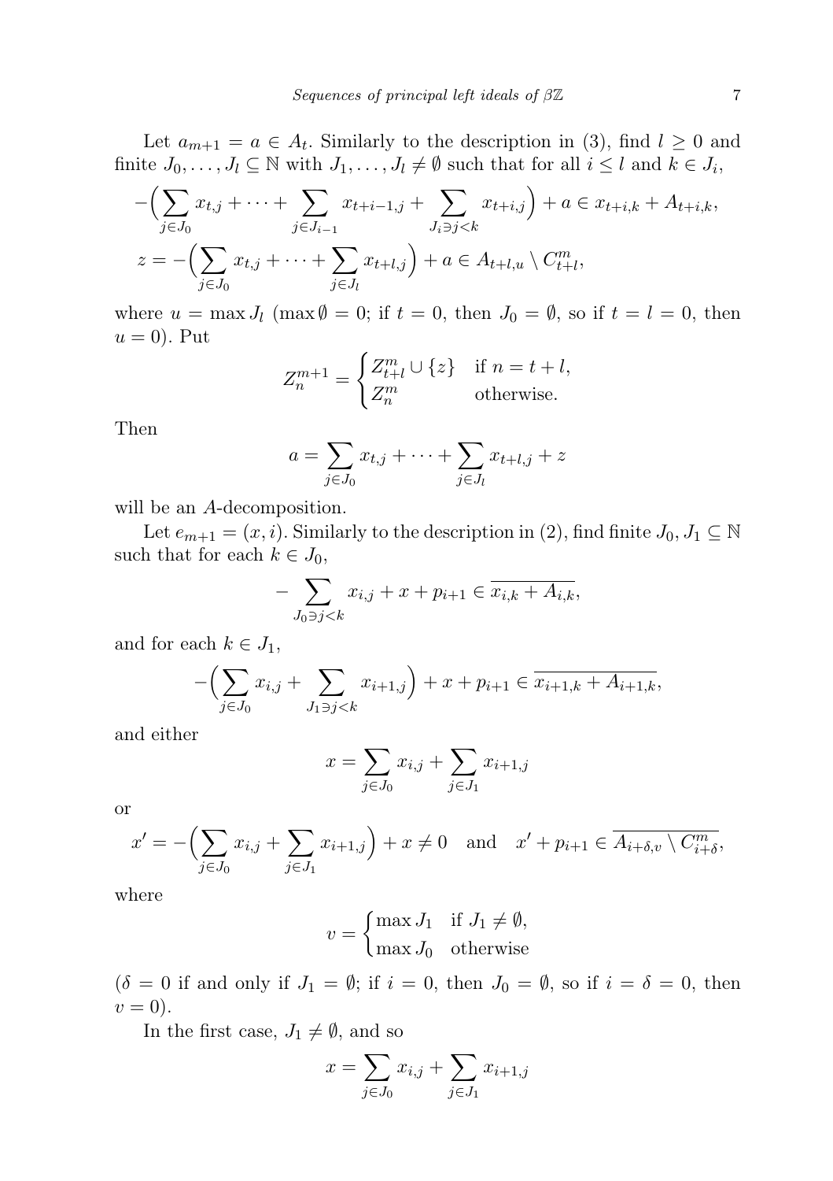Let $a_{m+1} = a \in A_t$. Similarly to the description in (3), find $l \geq 0$ and finite $J_0, \ldots, J_l \subseteq \mathbb{N}$ with $J_1, \ldots, J_l \neq \emptyset$ such that for all $i \leq l$ and $k \in J_i$,

$$-\Big(\sum_{j\in J_0} x_{t,j} + \cdots + \sum_{j\in J_{i-1}} x_{t+i-1,j} + \sum_{J_i \ni j<k} x_{t+i,j}\Big) + a \in x_{t+i,k} + A_{t+i,k},$$

$$z = -\Big(\sum_{j\in J_0} x_{t,j} + \cdots + \sum_{j\in J_l} x_{t+l,j}\Big) + a \in A_{t+l,u} \setminus C^m_{t+l},$$

where $u = \max J_l$ ($\max \emptyset = 0$; if $t = 0$, then $J_0 = \emptyset$, so if $t = l = 0$, then $u = 0$). Put

$$Z^{m+1}_n = \begin{cases} Z^m_{t+l} \cup \{z\} & \text{if } n = t + l, \\ Z^m_n & \text{otherwise.} \end{cases}$$

Then

$$a = \sum_{j\in J_0} x_{t,j} + \cdots + \sum_{j\in J_l} x_{t+l,j} + z$$

will be an $A$-decomposition.

Let $e_{m+1} = (x, i)$. Similarly to the description in (2), find finite $J_0, J_1 \subseteq \mathbb{N}$ such that for each $k \in J_0$,

$$-\sum_{J_0\ni j<k} x_{i,j} + x + p_{i+1} \in \overline{x_{i,k} + A_{i,k}},$$

and for each $k \in J_1$,

$$-\Big(\sum_{j\in J_0} x_{i,j} + \sum_{J_1\ni j<k} x_{i+1,j}\Big) + x + p_{i+1} \in \overline{x_{i+1,k} + A_{i+1,k}},$$

and either

$$x = \sum_{j\in J_0} x_{i,j} + \sum_{j\in J_1} x_{i+1,j}$$

or

$$x' = -\Big(\sum_{j\in J_0} x_{i,j} + \sum_{j\in J_1} x_{i+1,j}\Big) + x \neq 0 \quad \text{and} \quad x' + p_{i+1} \in \overline{A_{i+\delta,v} \setminus C^m_{i+\delta}},$$

where

$$v = \begin{cases} \max J_1 & \text{if } J_1 \neq \emptyset, \\ \max J_0 & \text{otherwise} \end{cases}$$

($\delta = 0$ if and only if $J_1 = \emptyset$; if $i = 0$, then $J_0 = \emptyset$, so if $i = \delta = 0$, then $v = 0$).

In the first case, $J_1 \neq \emptyset$, and so

$$x = \sum_{j\in J_0} x_{i,j} + \sum_{j\in J_1} x_{i+1,j}$$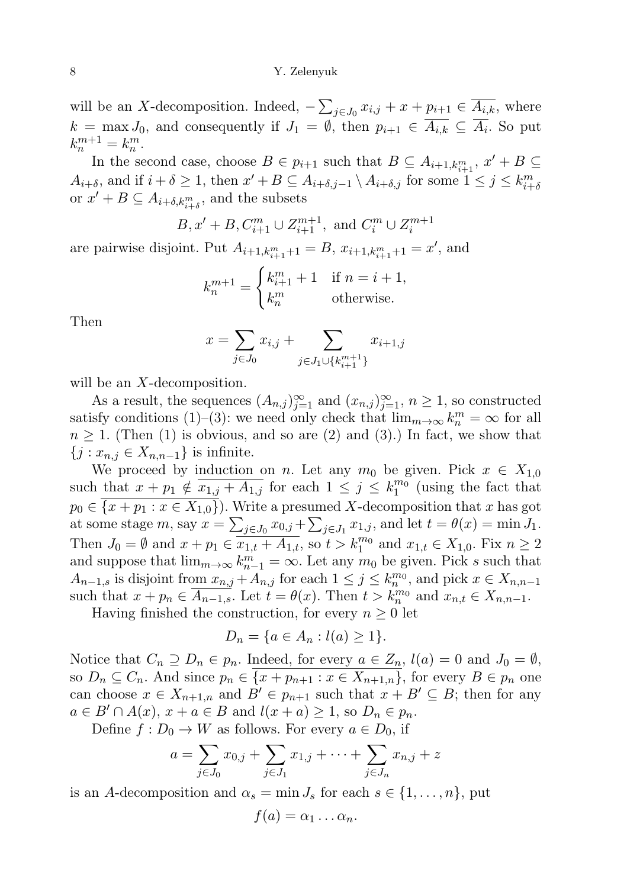will be an $X$-decomposition. Indeed, $-\sum_{j\in J_0} x_{i,j} + x + p_{i+1} \in \overline{A_{i,k}}$, where $k = \max J_0$, and consequently if $J_1 = \emptyset$, then $p_{i+1} \in \overline{A_{i,k}} \subseteq \overline{A_i}$. So put $k_n^{m+1} = k_n^m$.

In the second case, choose $B \in p_{i+1}$ such that $B \subseteq A_{i+1,k_{i+1}^m}$, $x' + B \subseteq A_{i+\delta}$, and if $i+\delta \geq 1$, then $x' + B \subseteq A_{i+\delta,j-1} \setminus A_{i+\delta,j}$ for some $1 \leq j \leq k_{i+\delta}^m$ or $x' + B \subseteq A_{i+\delta,k_{i+\delta}^m}$, and the subsets

$$B, x' + B, C_{i+1}^m \cup Z_{i+1}^{m+1}, \text{ and } C_i^m \cup Z_i^{m+1}$$

are pairwise disjoint. Put $A_{i+1,k_{i+1}^m+1} = B$, $x_{i+1,k_{i+1}^m+1} = x'$, and

$$k_n^{m+1} = \begin{cases} k_{i+1}^m + 1 & \text{if } n = i+1, \\ k_n^m & \text{otherwise.} \end{cases}$$

Then

$$x = \sum_{j\in J_0} x_{i,j} + \sum_{j\in J_1\cup\{k_{i+1}^{m+1}\}} x_{i+1,j}$$

will be an $X$-decomposition.

As a result, the sequences $(A_{n,j})_{j=1}^\infty$ and $(x_{n,j})_{j=1}^\infty$, $n \geq 1$, so constructed satisfy conditions (1)–(3): we need only check that $\lim_{m\to\infty} k_n^m = \infty$ for all $n \geq 1$. (Then (1) is obvious, and so are (2) and (3).) In fact, we show that $\{j : x_{n,j} \in X_{n,n-1}\}$ is infinite.

We proceed by induction on $n$. Let any $m_0$ be given. Pick $x \in X_{1,0}$ such that $x + p_1 \notin \overline{x_{1,j} + A_{1,j}}$ for each $1 \leq j \leq k_1^{m_0}$ (using the fact that $p_0 \in \overline{\{x + p_1 : x \in X_{1,0}\}}$). Write a presumed $X$-decomposition that $x$ has got at some stage $m$, say $x = \sum_{j\in J_0} x_{0,j} + \sum_{j\in J_1} x_{1,j}$, and let $t = \theta(x) = \min J_1$. Then $J_0 = \emptyset$ and $x + p_1 \in \overline{x_{1,t} + A_{1,t}}$, so $t > k_1^{m_0}$ and $x_{1,t} \in X_{1,0}$. Fix $n \geq 2$ and suppose that $\lim_{m\to\infty} k_{n-1}^m = \infty$. Let any $m_0$ be given. Pick $s$ such that $A_{n-1,s}$ is disjoint from $x_{n,j} + A_{n,j}$ for each $1 \leq j \leq k_n^{m_0}$, and pick $x \in X_{n,n-1}$ such that $x + p_n \in \overline{A_{n-1,s}}$. Let $t = \theta(x)$. Then $t > k_n^{m_0}$ and $x_{n,t} \in X_{n,n-1}$.

Having finished the construction, for every $n \geq 0$ let

$$D_n = \{a \in A_n : l(a) \geq 1\}.$$

Notice that $C_n \supseteq D_n \in p_n$. Indeed, for every $a \in Z_n$, $l(a) = 0$ and $J_0 = \emptyset$, so $D_n \subseteq C_n$. And since $p_n \in \overline{\{x + p_{n+1} : x \in X_{n+1,n}\}}$, for every $B \in p_n$ one can choose $x \in X_{n+1,n}$ and $B' \in p_{n+1}$ such that $x + B' \subseteq B$; then for any $a \in B' \cap A(x)$, $x + a \in B$ and $l(x + a) \geq 1$, so $D_n \in p_n$.

Define $f : D_0 \to W$ as follows. For every $a \in D_0$, if

$$a = \sum_{j\in J_0} x_{0,j} + \sum_{j\in J_1} x_{1,j} + \cdots + \sum_{j\in J_n} x_{n,j} + z$$

is an $A$-decomposition and $\alpha_s = \min J_s$ for each $s \in \{1, \ldots, n\}$, put

$$f(a) = \alpha_1 \ldots \alpha_n.$$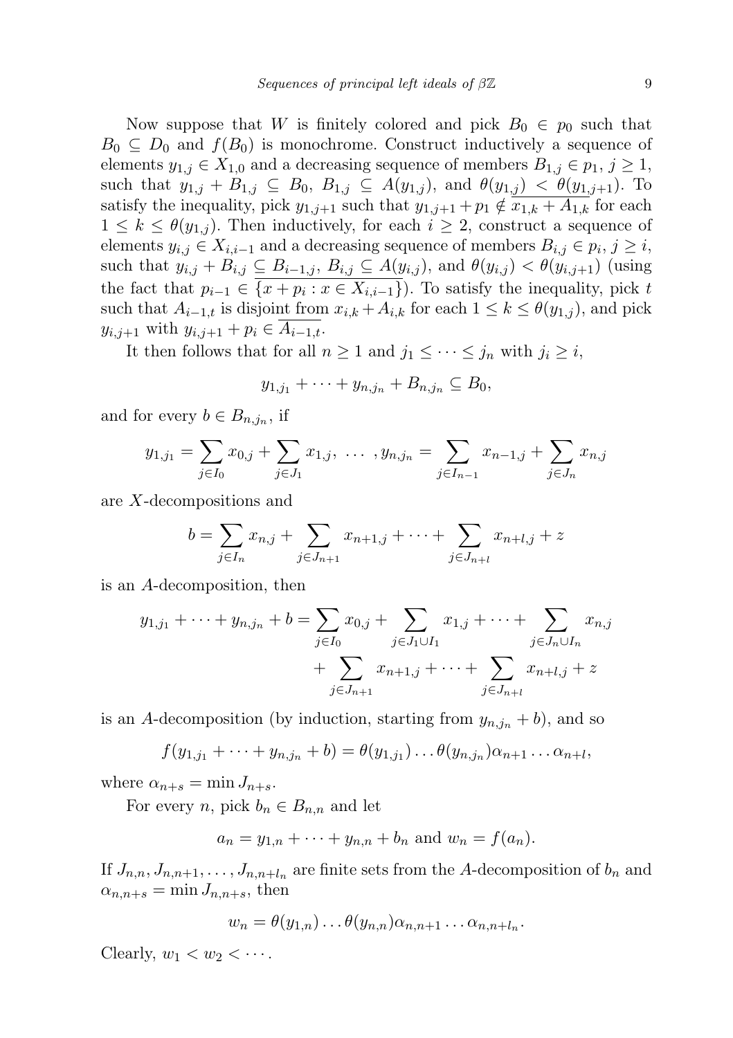Now suppose that $W$ is finitely colored and pick $B_0 \in p_0$ such that $B_0 \subseteq D_0$ and $f(B_0)$ is monochrome. Construct inductively a sequence of elements $y_{1,j} \in X_{1,0}$ and a decreasing sequence of members $B_{1,j} \in p_1$, $j \geq 1$, such that $y_{1,j} + B_{1,j} \subseteq B_0$, $B_{1,j} \subseteq A(y_{1,j})$, and $\theta(y_{1,j}) < \theta(y_{1,j+1})$. To satisfy the inequality, pick $y_{1,j+1}$ such that $y_{1,j+1} + p_1 \notin \overline{x_{1,k} + A_{1,k}}$ for each $1 \leq k \leq \theta(y_{1,j})$. Then inductively, for each $i \geq 2$, construct a sequence of elements $y_{i,j} \in X_{i,i-1}$ and a decreasing sequence of members $B_{i,j} \in p_i$, $j \geq i$, such that $y_{i,j} + B_{i,j} \subseteq B_{i-1,j}$, $B_{i,j} \subseteq A(y_{i,j})$, and $\theta(y_{i,j}) < \theta(y_{i,j+1})$ (using the fact that $p_{i-1} \in \overline{\{x + p_i : x \in X_{i,i-1}\}}$). To satisfy the inequality, pick $t$ such that $A_{i-1,t}$ is disjoint from $x_{i,k} + A_{i,k}$ for each $1 \leq k \leq \theta(y_{1,j})$, and pick $y_{i,j+1}$ with $y_{i,j+1} + p_i \in \overline{A_{i-1,t}}$.

It then follows that for all $n \geq 1$ and $j_1 \leq \cdots \leq j_n$ with $j_i \geq i$,

$$y_{1,j_1} + \cdots + y_{n,j_n} + B_{n,j_n} \subseteq B_0,$$

and for every $b \in B_{n,j_n}$, if

$$y_{1,j_1} = \sum_{j \in I_0} x_{0,j} + \sum_{j \in J_1} x_{1,j},\ \ldots\ , y_{n,j_n} = \sum_{j \in I_{n-1}} x_{n-1,j} + \sum_{j \in J_n} x_{n,j}$$

are $X$-decompositions and

$$b = \sum_{j \in I_n} x_{n,j} + \sum_{j \in J_{n+1}} x_{n+1,j} + \cdots + \sum_{j \in J_{n+l}} x_{n+l,j} + z$$

is an $A$-decomposition, then

$$\begin{aligned} y_{1,j_1} + \cdots + y_{n,j_n} + b = \sum_{j \in I_0} x_{0,j} + \sum_{j \in J_1 \cup I_1} x_{1,j} + \cdots + \sum_{j \in J_n \cup I_n} x_{n,j} \\ + \sum_{j \in J_{n+1}} x_{n+1,j} + \cdots + \sum_{j \in J_{n+l}} x_{n+l,j} + z \end{aligned}$$

is an $A$-decomposition (by induction, starting from $y_{n,j_n} + b$), and so

$$f(y_{1,j_1} + \cdots + y_{n,j_n} + b) = \theta(y_{1,j_1}) \ldots \theta(y_{n,j_n}) \alpha_{n+1} \ldots \alpha_{n+l},$$

where $\alpha_{n+s} = \min J_{n+s}$.

For every $n$, pick $b_n \in B_{n,n}$ and let

$$a_n = y_{1,n} + \cdots + y_{n,n} + b_n \text{ and } w_n = f(a_n).$$

If $J_{n,n}, J_{n,n+1}, \ldots, J_{n,n+l_n}$ are finite sets from the $A$-decomposition of $b_n$ and $\alpha_{n,n+s} = \min J_{n,n+s}$, then

$$w_n = \theta(y_{1,n}) \ldots \theta(y_{n,n}) \alpha_{n,n+1} \ldots \alpha_{n,n+l_n}.$$

Clearly, $w_1 < w_2 < \cdots$.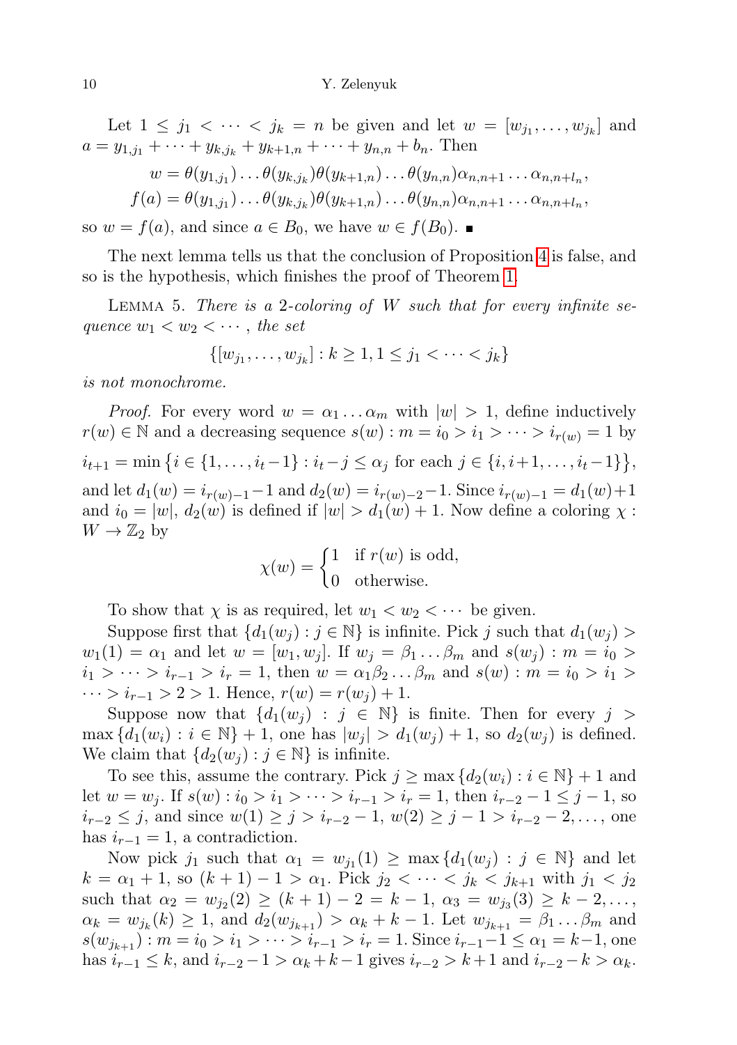Let $1 \leq j_1 < \cdots < j_k = n$ be given and let $w = [w_{j_1}, \ldots, w_{j_k}]$ and $a = y_{1,j_1} + \cdots + y_{k,j_k} + y_{k+1,n} + \cdots + y_{n,n} + b_n$. Then

$$w = \theta(y_{1,j_1}) \ldots \theta(y_{k,j_k})\theta(y_{k+1,n}) \ldots \theta(y_{n,n})\alpha_{n,n+1} \ldots \alpha_{n,n+l_n},$$
$$f(a) = \theta(y_{1,j_1}) \ldots \theta(y_{k,j_k})\theta(y_{k+1,n}) \ldots \theta(y_{n,n})\alpha_{n,n+1} \ldots \alpha_{n,n+l_n},$$

so $w = f(a)$, and since $a \in B_0$, we have $w \in f(B_0)$. ■

The next lemma tells us that the conclusion of Proposition 4 is false, and so is the hypothesis, which finishes the proof of Theorem 1.

Lemma 5. *There is a 2-coloring of $W$ such that for every infinite sequence $w_1 < w_2 < \cdots$, the set*

$$\{[w_{j_1}, \ldots, w_{j_k}] : k \geq 1, 1 \leq j_1 < \cdots < j_k\}$$

*is not monochrome.*

*Proof.* For every word $w = \alpha_1 \ldots \alpha_m$ with $|w| > 1$, define inductively $r(w) \in \mathbb{N}$ and a decreasing sequence $s(w) : m = i_0 > i_1 > \cdots > i_{r(w)} = 1$ by

$$i_{t+1} = \min\{i \in \{1, \ldots, i_t - 1\} : i_t - j \leq \alpha_j \text{ for each } j \in \{i, i+1, \ldots, i_t - 1\}\},$$

and let $d_1(w) = i_{r(w)-1} - 1$ and $d_2(w) = i_{r(w)-2} - 1$. Since $i_{r(w)-1} = d_1(w) + 1$ and $i_0 = |w|$, $d_2(w)$ is defined if $|w| > d_1(w) + 1$. Now define a coloring $\chi : W \to \mathbb{Z}_2$ by

$$\chi(w) = \begin{cases} 1 & \text{if } r(w) \text{ is odd,} \\ 0 & \text{otherwise.} \end{cases}$$

To show that $\chi$ is as required, let $w_1 < w_2 < \cdots$ be given.

Suppose first that $\{d_1(w_j) : j \in \mathbb{N}\}$ is infinite. Pick $j$ such that $d_1(w_j) > w_1(1) = \alpha_1$ and let $w = [w_1, w_j]$. If $w_j = \beta_1 \ldots \beta_m$ and $s(w_j) : m = i_0 > i_1 > \cdots > i_{r-1} > i_r = 1$, then $w = \alpha_1\beta_2 \ldots \beta_m$ and $s(w) : m = i_0 > i_1 > \cdots > i_{r-1} > 2 > 1$. Hence, $r(w) = r(w_j) + 1$.

Suppose now that $\{d_1(w_j) : j \in \mathbb{N}\}$ is finite. Then for every $j > \max\{d_1(w_i) : i \in \mathbb{N}\} + 1$, one has $|w_j| > d_1(w_j) + 1$, so $d_2(w_j)$ is defined. We claim that $\{d_2(w_j) : j \in \mathbb{N}\}$ is infinite.

To see this, assume the contrary. Pick $j \geq \max\{d_2(w_i) : i \in \mathbb{N}\} + 1$ and let $w = w_j$. If $s(w) : i_0 > i_1 > \cdots > i_{r-1} > i_r = 1$, then $i_{r-2} - 1 \leq j - 1$, so $i_{r-2} \leq j$, and since $w(1) \geq j > i_{r-2} - 1$, $w(2) \geq j - 1 > i_{r-2} - 2, \ldots$, one has $i_{r-1} = 1$, a contradiction.

Now pick $j_1$ such that $\alpha_1 = w_{j_1}(1) \geq \max\{d_1(w_j) : j \in \mathbb{N}\}$ and let $k = \alpha_1 + 1$, so $(k+1) - 1 > \alpha_1$. Pick $j_2 < \cdots < j_k < j_{k+1}$ with $j_1 < j_2$ such that $\alpha_2 = w_{j_2}(2) \geq (k+1) - 2 = k - 1$, $\alpha_3 = w_{j_3}(3) \geq k - 2, \ldots$, $\alpha_k = w_{j_k}(k) \geq 1$, and $d_2(w_{j_{k+1}}) > \alpha_k + k - 1$. Let $w_{j_{k+1}} = \beta_1 \ldots \beta_m$ and $s(w_{j_{k+1}}) : m = i_0 > i_1 > \cdots > i_{r-1} > i_r = 1$. Since $i_{r-1} - 1 \leq \alpha_1 = k - 1$, one has $i_{r-1} \leq k$, and $i_{r-2} - 1 > \alpha_k + k - 1$ gives $i_{r-2} > k + 1$ and $i_{r-2} - k > \alpha_k$.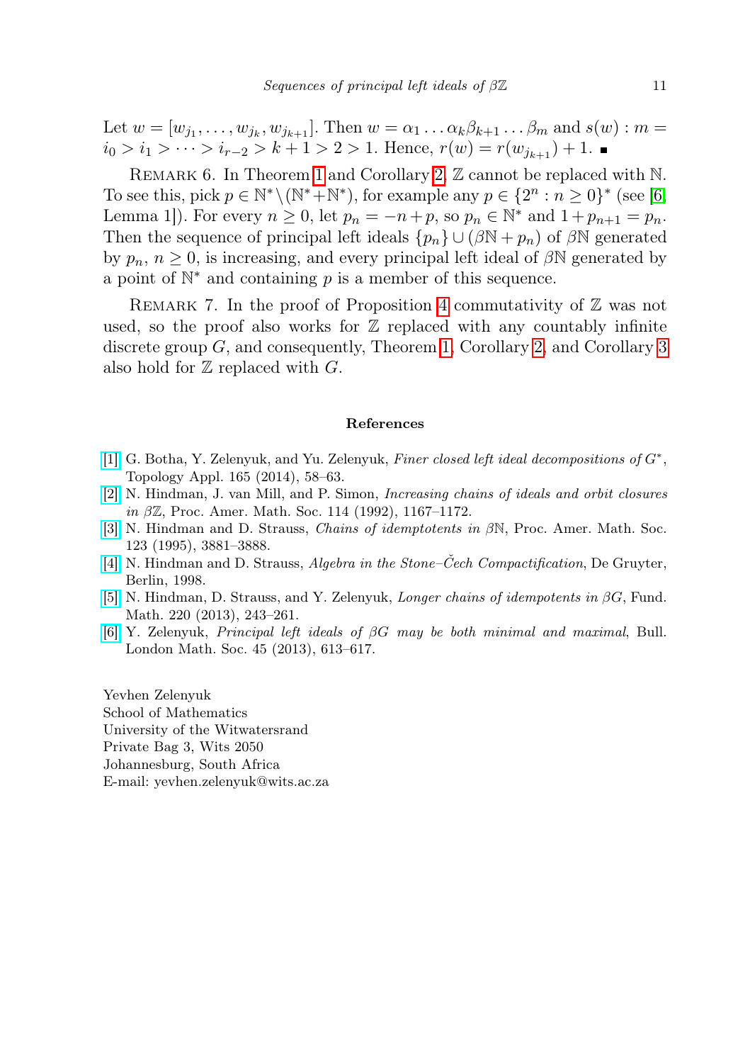Let $w = [w_{j_1}, \dots, w_{j_k}, w_{j_{k+1}}]$. Then $w = \alpha_1 \dots \alpha_k \beta_{k+1} \dots \beta_m$ and $s(w) : m = i_0 > i_1 > \dots > i_{r-2} > k+1 > 2 > 1$. Hence, $r(w) = r(w_{j_{k+1}}) + 1$. ∎

Remark 6. In Theorem 1 and Corollary 2, $\mathbb{Z}$ cannot be replaced with $\mathbb{N}$. To see this, pick $p \in \mathbb{N}^* \setminus (\mathbb{N}^* + \mathbb{N}^*)$, for example any $p \in \{2^n : n \geq 0\}^*$ (see [6, Lemma 1]). For every $n \geq 0$, let $p_n = -n + p$, so $p_n \in \mathbb{N}^*$ and $1 + p_{n+1} = p_n$. Then the sequence of principal left ideals $\{p_n\} \cup (\beta\mathbb{N} + p_n)$ of $\beta\mathbb{N}$ generated by $p_n$, $n \geq 0$, is increasing, and every principal left ideal of $\beta\mathbb{N}$ generated by a point of $\mathbb{N}^*$ and containing $p$ is a member of this sequence.

Remark 7. In the proof of Proposition 4 commutativity of $\mathbb{Z}$ was not used, so the proof also works for $\mathbb{Z}$ replaced with any countably infinite discrete group $G$, and consequently, Theorem 1, Corollary 2, and Corollary 3 also hold for $\mathbb{Z}$ replaced with $G$.

## References

[1] G. Botha, Y. Zelenyuk, and Yu. Zelenyuk, *Finer closed left ideal decompositions of $G^*$*, Topology Appl. 165 (2014), 58–63.

[2] N. Hindman, J. van Mill, and P. Simon, *Increasing chains of ideals and orbit closures in $\beta\mathbb{Z}$*, Proc. Amer. Math. Soc. 114 (1992), 1167–1172.

[3] N. Hindman and D. Strauss, *Chains of idemptotents in $\beta\mathbb{N}$*, Proc. Amer. Math. Soc. 123 (1995), 3881–3888.

[4] N. Hindman and D. Strauss, *Algebra in the Stone–Čech Compactification*, De Gruyter, Berlin, 1998.

[5] N. Hindman, D. Strauss, and Y. Zelenyuk, *Longer chains of idempotents in $\beta G$*, Fund. Math. 220 (2013), 243–261.

[6] Y. Zelenyuk, *Principal left ideals of $\beta G$ may be both minimal and maximal*, Bull. London Math. Soc. 45 (2013), 613–617.

Yevhen Zelenyuk
School of Mathematics
University of the Witwatersrand
Private Bag 3, Wits 2050
Johannesburg, South Africa
E-mail: yevhen.zelenyuk@wits.ac.za